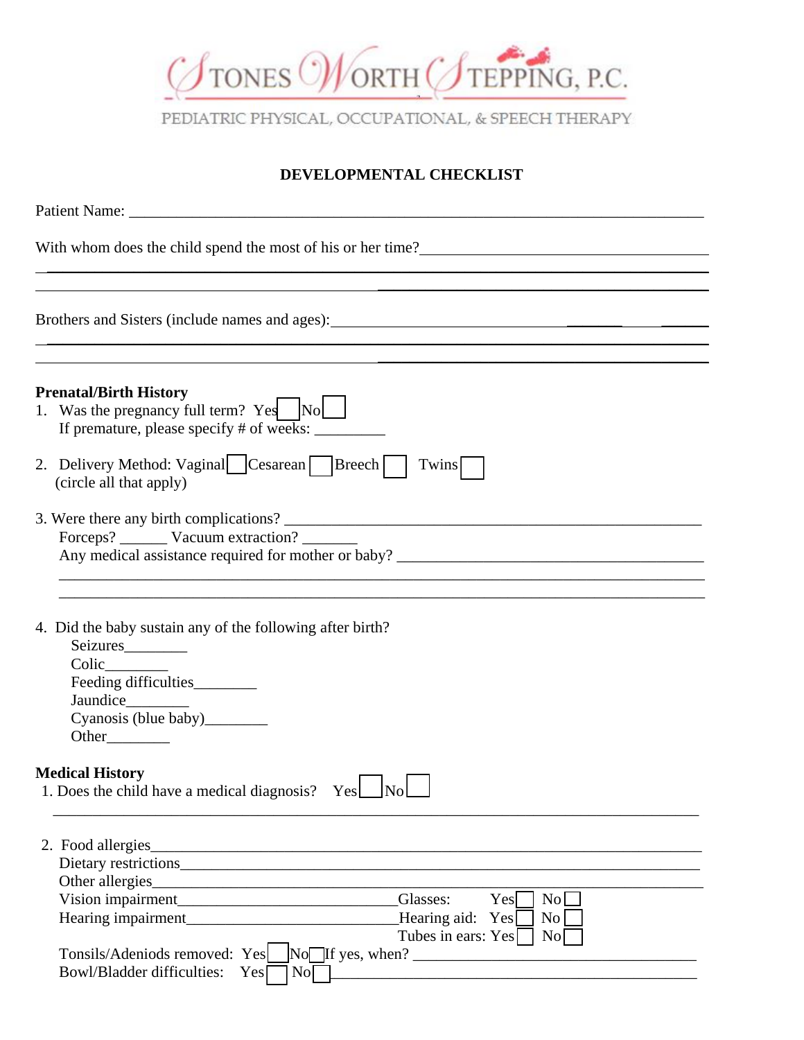# STONES WORTH STEPPING, P.C.

PEDIATRIC PHYSICAL, OCCUPATIONAL, & SPEECH THERAPY

## DEVELOPMENTAL CHECKLIST

Patient Name: ___________________________________________________________________________

With whom does the child spend the most of his or her time?____________________________________

______________________________________________________________________________________

______________________________________________________________________________________

Brothers and Sisters (include names and ages):__________________________________________________

______________________________________________________________________________________

______________________________________________________________________________________

### Prenatal/Birth History

1. Was the pregnancy full term? Yes ☐ No ☐
   If premature, please specify # of weeks: _________

2. Delivery Method: Vaginal ☐ Cesarean ☐ Breech ☐ Twins ☐
   (circle all that apply)

3. Were there any birth complications? ____________________________________________________
   Forceps? ______ Vacuum extraction? _______
   Any medical assistance required for mother or baby? ______________________________________
   ______________________________________________________________________________________
   ______________________________________________________________________________________

4. Did the baby sustain any of the following after birth?
   - Seizures________
   - Colic________
   - Feeding difficulties________
   - Jaundice________
   - Cyanosis (blue baby)________
   - Other________

### Medical History

1. Does the child have a medical diagnosis? Yes ☐ No ☐
   ______________________________________________________________________________________

2. Food allergies_______________________________________________________________________
   Dietary restrictions___________________________________________________________________
   Other allergies_______________________________________________________________________
   Vision impairment____________________________ Glasses: Yes ☐ No ☐
   Hearing impairment___________________________ Hearing aid: Yes ☐ No ☐
   Tubes in ears: Yes ☐ No ☐
   Tonsils/Adeniods removed: Yes ☐ No ☐ If yes, when? _______________________________________
   Bowl/Bladder difficulties: Yes ☐ No ☐ ________________________________________________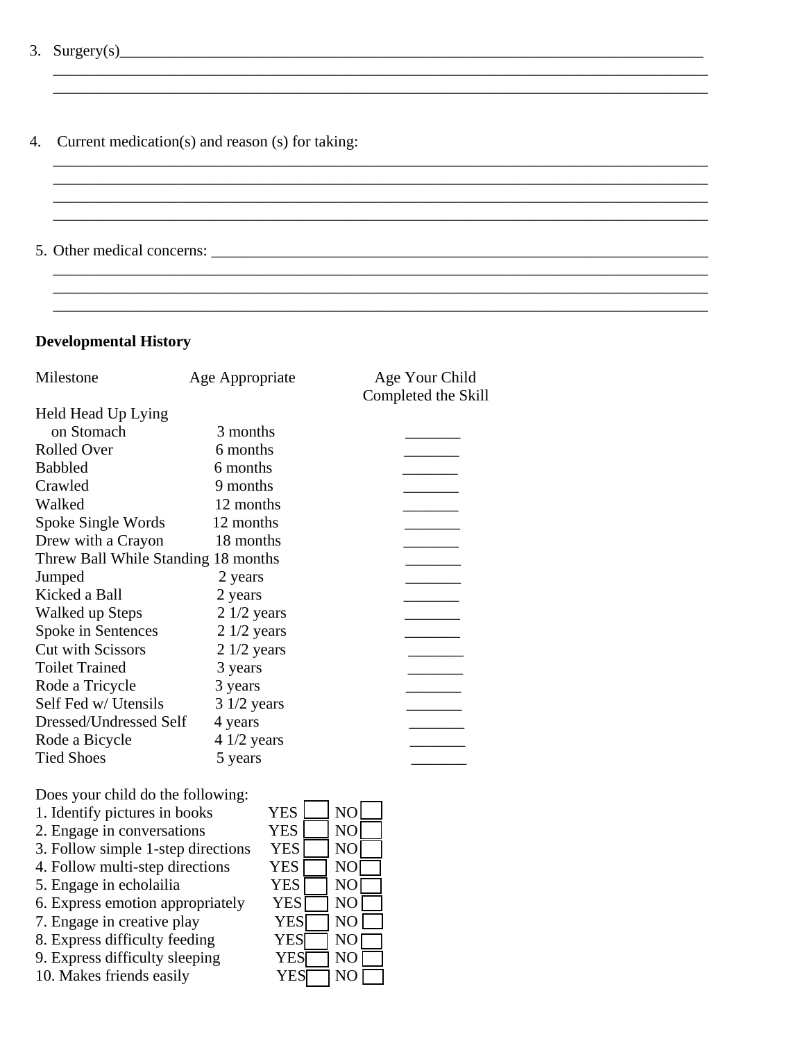3. Surgery(s)\_\_\_\_\_\_\_\_\_\_\_\_\_\_\_\_\_\_\_\_\_\_\_\_\_\_\_\_\_\_\_\_\_\_\_\_\_\_\_\_\_\_\_\_\_\_\_\_\_\_\_\_\_\_\_\_\_\_\_\_\_\_\_\_\_\_\_\_\_\_\_\_\_\_\_\_\_\_

\_\_\_\_\_\_\_\_\_\_\_\_\_\_\_\_\_\_\_\_\_\_\_\_\_\_\_\_\_\_\_\_\_\_\_\_\_\_\_\_\_\_\_\_\_\_\_\_\_\_\_\_\_\_\_\_\_\_\_\_\_\_\_\_\_\_\_\_\_\_\_\_\_\_\_\_\_\_\_\_\_\_\_\_\_\_\_\_

\_\_\_\_\_\_\_\_\_\_\_\_\_\_\_\_\_\_\_\_\_\_\_\_\_\_\_\_\_\_\_\_\_\_\_\_\_\_\_\_\_\_\_\_\_\_\_\_\_\_\_\_\_\_\_\_\_\_\_\_\_\_\_\_\_\_\_\_\_\_\_\_\_\_\_\_\_\_\_\_\_\_\_\_\_\_\_\_

4. Current medication(s) and reason (s) for taking:

\_\_\_\_\_\_\_\_\_\_\_\_\_\_\_\_\_\_\_\_\_\_\_\_\_\_\_\_\_\_\_\_\_\_\_\_\_\_\_\_\_\_\_\_\_\_\_\_\_\_\_\_\_\_\_\_\_\_\_\_\_\_\_\_\_\_\_\_\_\_\_\_\_\_\_\_\_\_\_\_\_\_\_\_\_\_\_\_

\_\_\_\_\_\_\_\_\_\_\_\_\_\_\_\_\_\_\_\_\_\_\_\_\_\_\_\_\_\_\_\_\_\_\_\_\_\_\_\_\_\_\_\_\_\_\_\_\_\_\_\_\_\_\_\_\_\_\_\_\_\_\_\_\_\_\_\_\_\_\_\_\_\_\_\_\_\_\_\_\_\_\_\_\_\_\_\_

\_\_\_\_\_\_\_\_\_\_\_\_\_\_\_\_\_\_\_\_\_\_\_\_\_\_\_\_\_\_\_\_\_\_\_\_\_\_\_\_\_\_\_\_\_\_\_\_\_\_\_\_\_\_\_\_\_\_\_\_\_\_\_\_\_\_\_\_\_\_\_\_\_\_\_\_\_\_\_\_\_\_\_\_\_\_\_\_

\_\_\_\_\_\_\_\_\_\_\_\_\_\_\_\_\_\_\_\_\_\_\_\_\_\_\_\_\_\_\_\_\_\_\_\_\_\_\_\_\_\_\_\_\_\_\_\_\_\_\_\_\_\_\_\_\_\_\_\_\_\_\_\_\_\_\_\_\_\_\_\_\_\_\_\_\_\_\_\_\_\_\_\_\_\_\_\_

5. Other medical concerns: \_\_\_\_\_\_\_\_\_\_\_\_\_\_\_\_\_\_\_\_\_\_\_\_\_\_\_\_\_\_\_\_\_\_\_\_\_\_\_\_\_\_\_\_\_\_\_\_\_\_\_\_\_\_\_\_\_\_\_\_\_\_\_\_\_\_

\_\_\_\_\_\_\_\_\_\_\_\_\_\_\_\_\_\_\_\_\_\_\_\_\_\_\_\_\_\_\_\_\_\_\_\_\_\_\_\_\_\_\_\_\_\_\_\_\_\_\_\_\_\_\_\_\_\_\_\_\_\_\_\_\_\_\_\_\_\_\_\_\_\_\_\_\_\_\_\_\_\_\_\_\_\_\_\_

\_\_\_\_\_\_\_\_\_\_\_\_\_\_\_\_\_\_\_\_\_\_\_\_\_\_\_\_\_\_\_\_\_\_\_\_\_\_\_\_\_\_\_\_\_\_\_\_\_\_\_\_\_\_\_\_\_\_\_\_\_\_\_\_\_\_\_\_\_\_\_\_\_\_\_\_\_\_\_\_\_\_\_\_\_\_\_\_

\_\_\_\_\_\_\_\_\_\_\_\_\_\_\_\_\_\_\_\_\_\_\_\_\_\_\_\_\_\_\_\_\_\_\_\_\_\_\_\_\_\_\_\_\_\_\_\_\_\_\_\_\_\_\_\_\_\_\_\_\_\_\_\_\_\_\_\_\_\_\_\_\_\_\_\_\_\_\_\_\_\_\_\_\_\_\_\_

**Developmental History**

| Milestone | Age Appropriate | Age Your Child Completed the Skill |
|---|---|---|
| Held Head Up Lying on Stomach | 3 months | \_\_\_\_\_\_\_ |
| Rolled Over | 6 months | \_\_\_\_\_\_\_ |
| Babbled | 6 months | \_\_\_\_\_\_\_ |
| Crawled | 9 months | \_\_\_\_\_\_\_ |
| Walked | 12 months | \_\_\_\_\_\_\_ |
| Spoke Single Words | 12 months | \_\_\_\_\_\_\_ |
| Drew with a Crayon | 18 months | \_\_\_\_\_\_\_ |
| Threw Ball While Standing | 18 months | \_\_\_\_\_\_\_ |
| Jumped | 2 years | \_\_\_\_\_\_\_ |
| Kicked a Ball | 2 years | \_\_\_\_\_\_\_ |
| Walked up Steps | 2 1/2 years | \_\_\_\_\_\_\_ |
| Spoke in Sentences | 2 1/2 years | \_\_\_\_\_\_\_ |
| Cut with Scissors | 2 1/2 years | \_\_\_\_\_\_\_ |
| Toilet Trained | 3 years | \_\_\_\_\_\_\_ |
| Rode a Tricycle | 3 years | \_\_\_\_\_\_\_ |
| Self Fed w/ Utensils | 3 1/2 years | \_\_\_\_\_\_\_ |
| Dressed/Undressed Self | 4 years | \_\_\_\_\_\_\_ |
| Rode a Bicycle | 4 1/2 years | \_\_\_\_\_\_\_ |
| Tied Shoes | 5 years | \_\_\_\_\_\_\_ |

Does your child do the following:

1. Identify pictures in books YES ☐ NO ☐
2. Engage in conversations YES ☐ NO ☐
3. Follow simple 1-step directions YES ☐ NO ☐
4. Follow multi-step directions YES ☐ NO ☐
5. Engage in echolailia YES ☐ NO ☐
6. Express emotion appropriately YES ☐ NO ☐
7. Engage in creative play YES ☐ NO ☐
8. Express difficulty feeding YES ☐ NO ☐
9. Express difficulty sleeping YES ☐ NO ☐
10. Makes friends easily YES ☐ NO ☐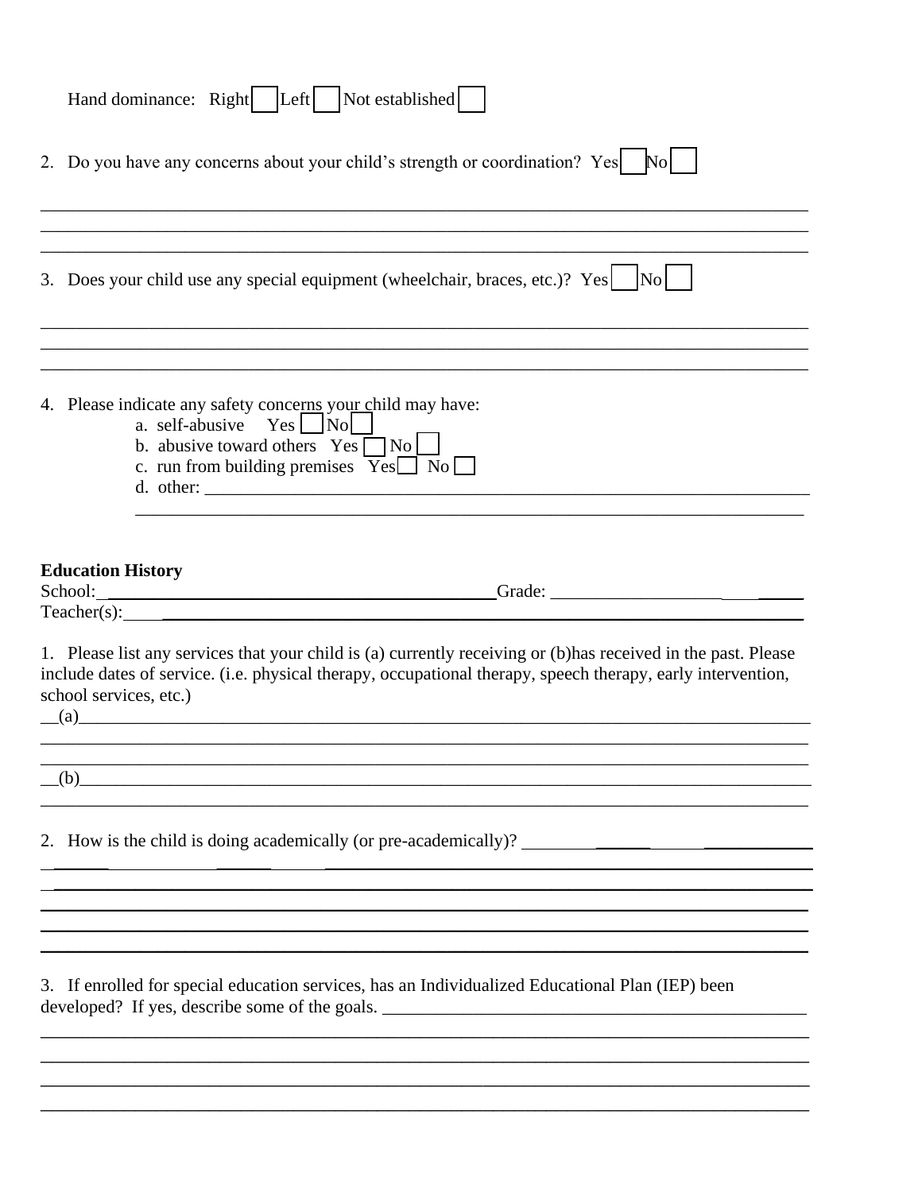Hand dominance: Right ☐ Left ☐ Not established ☐

2. Do you have any concerns about your child's strength or coordination? Yes ☐ No ☐

_______________________________________________________________________________

_______________________________________________________________________________

_______________________________________________________________________________

3. Does your child use any special equipment (wheelchair, braces, etc.)? Yes ☐ No ☐

_______________________________________________________________________________

_______________________________________________________________________________

_______________________________________________________________________________

4. Please indicate any safety concerns your child may have:
   - a. self-abusive Yes ☐ No ☐
   - b. abusive toward others Yes ☐ No ☐
   - c. run from building premises Yes ☐ No ☐
   - d. other: ____________________________________________________________________

   ____________________________________________________________________________

**Education History**

School: ___________________________________________ Grade: ____________________

Teacher(s): ________________________________________________________________

1. Please list any services that your child is (a) currently receiving or (b)has received in the past. Please include dates of service. (i.e. physical therapy, occupational therapy, speech therapy, early intervention, school services, etc.)

__(a)__________________________________________________________________________

_______________________________________________________________________________

_______________________________________________________________________________

__(b)__________________________________________________________________________

_______________________________________________________________________________

2. How is the child is doing academically (or pre-academically)? _______________________

_______________________________________________________________________________

_______________________________________________________________________________

_______________________________________________________________________________

_______________________________________________________________________________

_______________________________________________________________________________

3. If enrolled for special education services, has an Individualized Educational Plan (IEP) been developed? If yes, describe some of the goals. _____________________________________________

_______________________________________________________________________________

_______________________________________________________________________________

_______________________________________________________________________________

_______________________________________________________________________________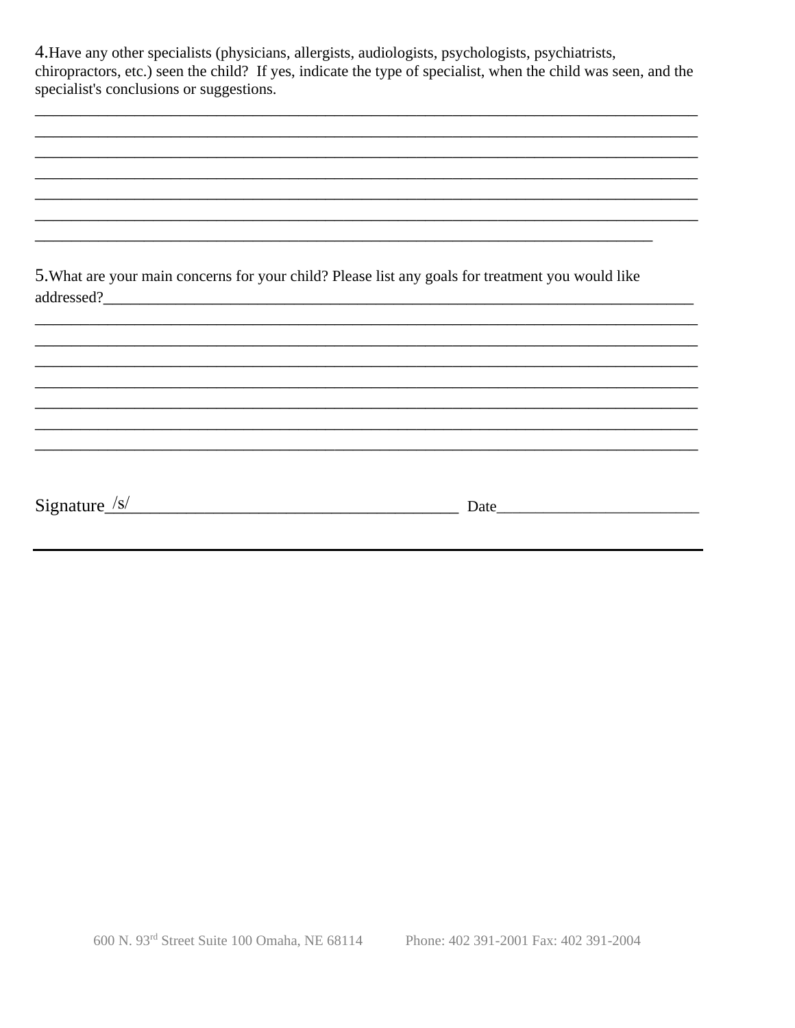4.Have any other specialists (physicians, allergists, audiologists, psychologists, psychiatrists, chiropractors, etc.) seen the child? If yes, indicate the type of specialist, when the child was seen, and the specialist's conclusions or suggestions.

______________________________________________________________________________
______________________________________________________________________________
______________________________________________________________________________
______________________________________________________________________________
______________________________________________________________________________
______________________________________________________________________________
_________________________________________________________________________

5.What are your main concerns for your child? Please list any goals for treatment you would like addressed?______________________________________________________________________
______________________________________________________________________________
______________________________________________________________________________
______________________________________________________________________________
______________________________________________________________________________
______________________________________________________________________________
______________________________________________________________________________
______________________________________________________________________________

Signature /s/_________________________________________ Date_________________________

600 N. 93rd Street Suite 100 Omaha, NE 68114 Phone: 402 391-2001 Fax: 402 391-2004